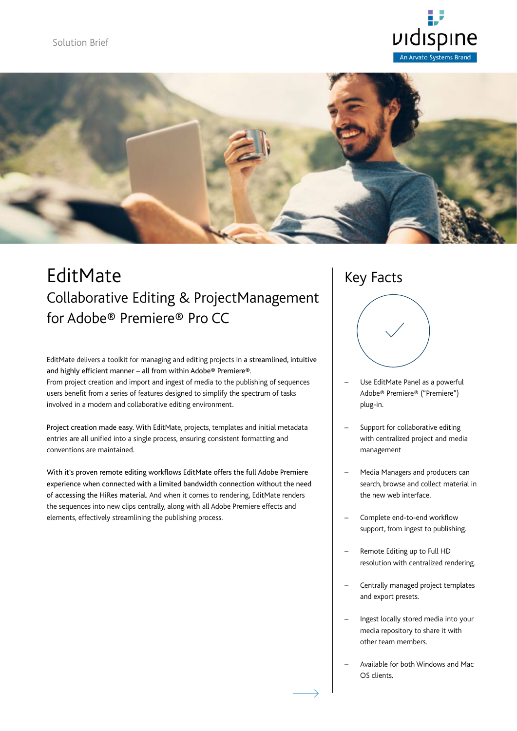Solution Brief

# EditMate

## Collaborative Editing & ProjectManagement for Adobe® Premiere® Pro CC

EditMate delivers a toolkit for managing and editing projects in **a streamlined, intuitive and highly efficient manner – all from within Adobe® Premiere®**.
From project creation and import and ingest of media to the publishing of sequences users benefit from a series of features designed to simplify the spectrum of tasks involved in a modern and collaborative editing environment.

**Project creation made easy.** With EditMate, projects, templates and initial metadata entries are all unified into a single process, ensuring consistent formatting and conventions are maintained.

**With it's proven remote editing workflows EditMate offers the full Adobe Premiere experience when connected with a limited bandwidth connection without the need of accessing the HiRes material.** And when it comes to rendering, EditMate renders the sequences into new clips centrally, along with all Adobe Premiere effects and elements, effectively streamlining the publishing process.

## Key Facts

- Use EditMate Panel as a powerful Adobe® Premiere® ("Premiere") plug-in.
- Support for collaborative editing with centralized project and media management
- Media Managers and producers can search, browse and collect material in the new web interface.
- Complete end-to-end workflow support, from ingest to publishing.
- Remote Editing up to Full HD resolution with centralized rendering.
- Centrally managed project templates and export presets.
- Ingest locally stored media into your media repository to share it with other team members.
- Available for both Windows and Mac OS clients.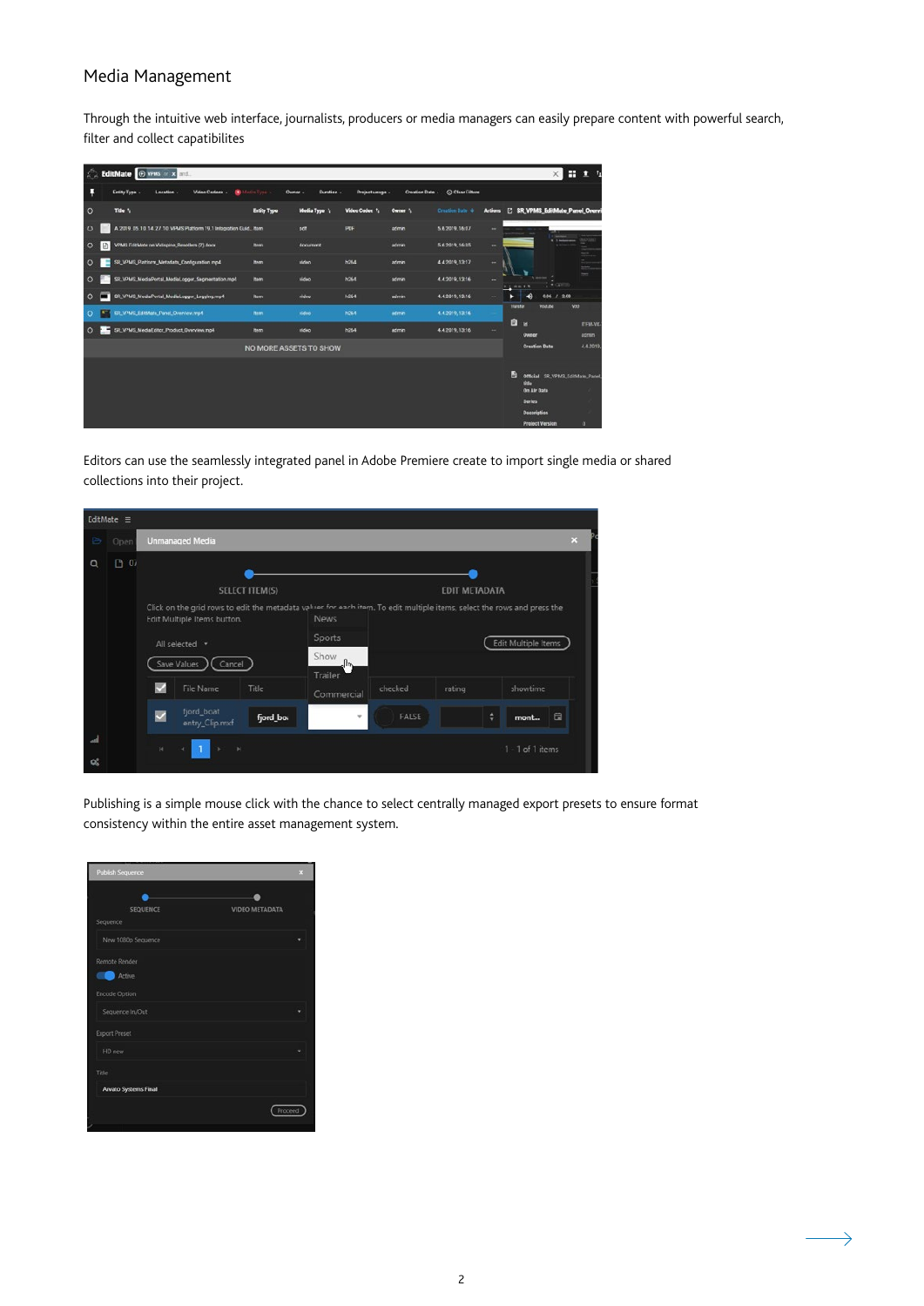# Media Management

Through the intuitive web interface, journalists, producers or media managers can easily prepare content with powerful search, filter and collect capabilitites

Editors can use the seamlessly integrated panel in Adobe Premiere create to import single media or shared collections into their project.

Publishing is a simple mouse click with the chance to select centrally managed export presets to ensure format consistency within the entire asset management system.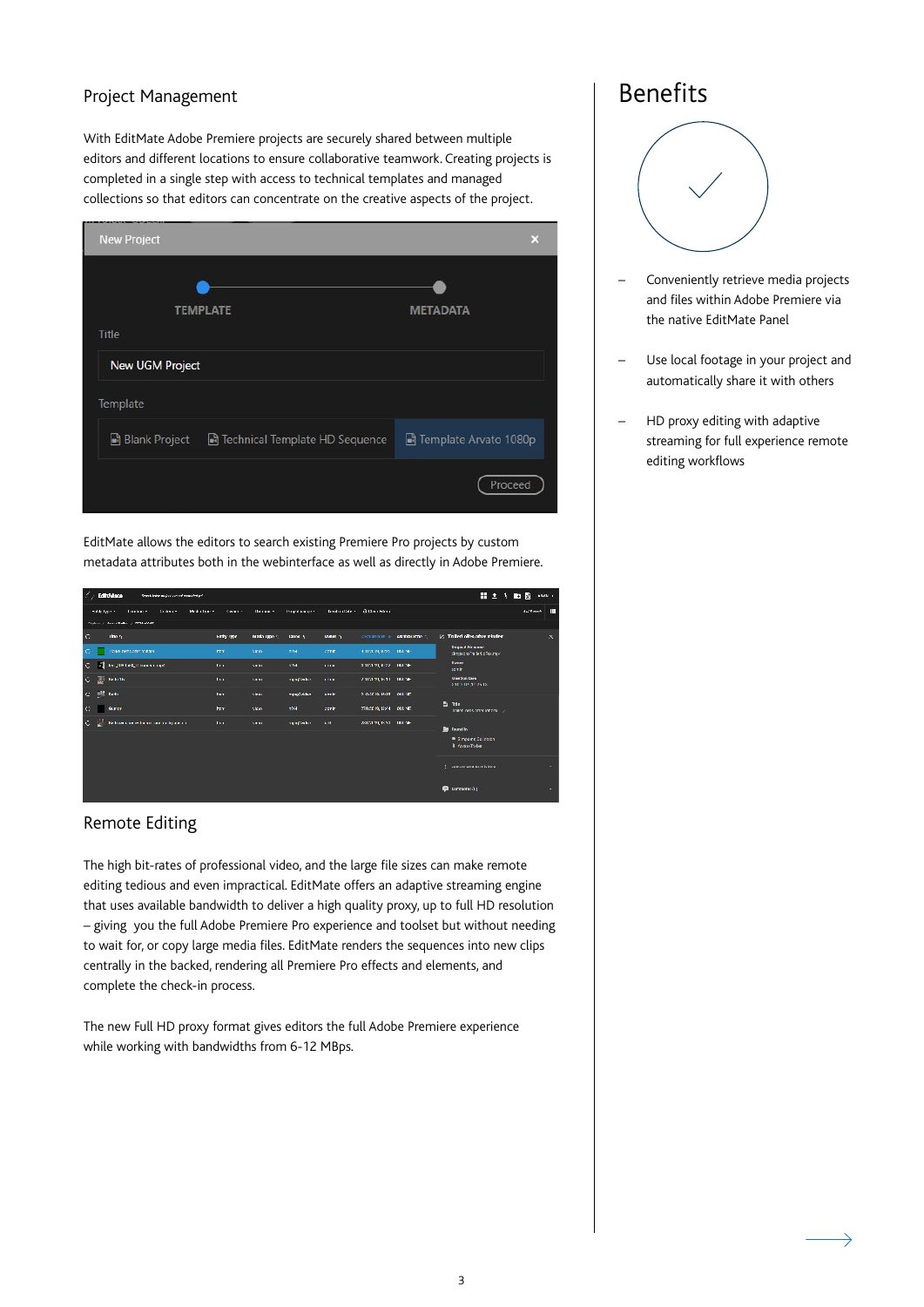## Project Management

With EditMate Adobe Premiere projects are securely shared between multiple editors and different locations to ensure collaborative teamwork. Creating projects is completed in a single step with access to technical templates and managed collections so that editors can concentrate on the creative aspects of the project.

EditMate allows the editors to search existing Premiere Pro projects by custom metadata attributes both in the webinterface as well as directly in Adobe Premiere.

## Remote Editing

The high bit-rates of professional video, and the large file sizes can make remote editing tedious and even impractical. EditMate offers an adaptive streaming engine that uses available bandwidth to deliver a high quality proxy, up to full HD resolution – giving you the full Adobe Premiere Pro experience and toolset but without needing to wait for, or copy large media files. EditMate renders the sequences into new clips centrally in the backed, rendering all Premiere Pro effects and elements, and complete the check-in process.

The new Full HD proxy format gives editors the full Adobe Premiere experience while working with bandwidths from 6-12 MBps.

# Benefits

- Conveniently retrieve media projects and files within Adobe Premiere via the native EditMate Panel
- Use local footage in your project and automatically share it with others
- HD proxy editing with adaptive streaming for full experience remote editing workflows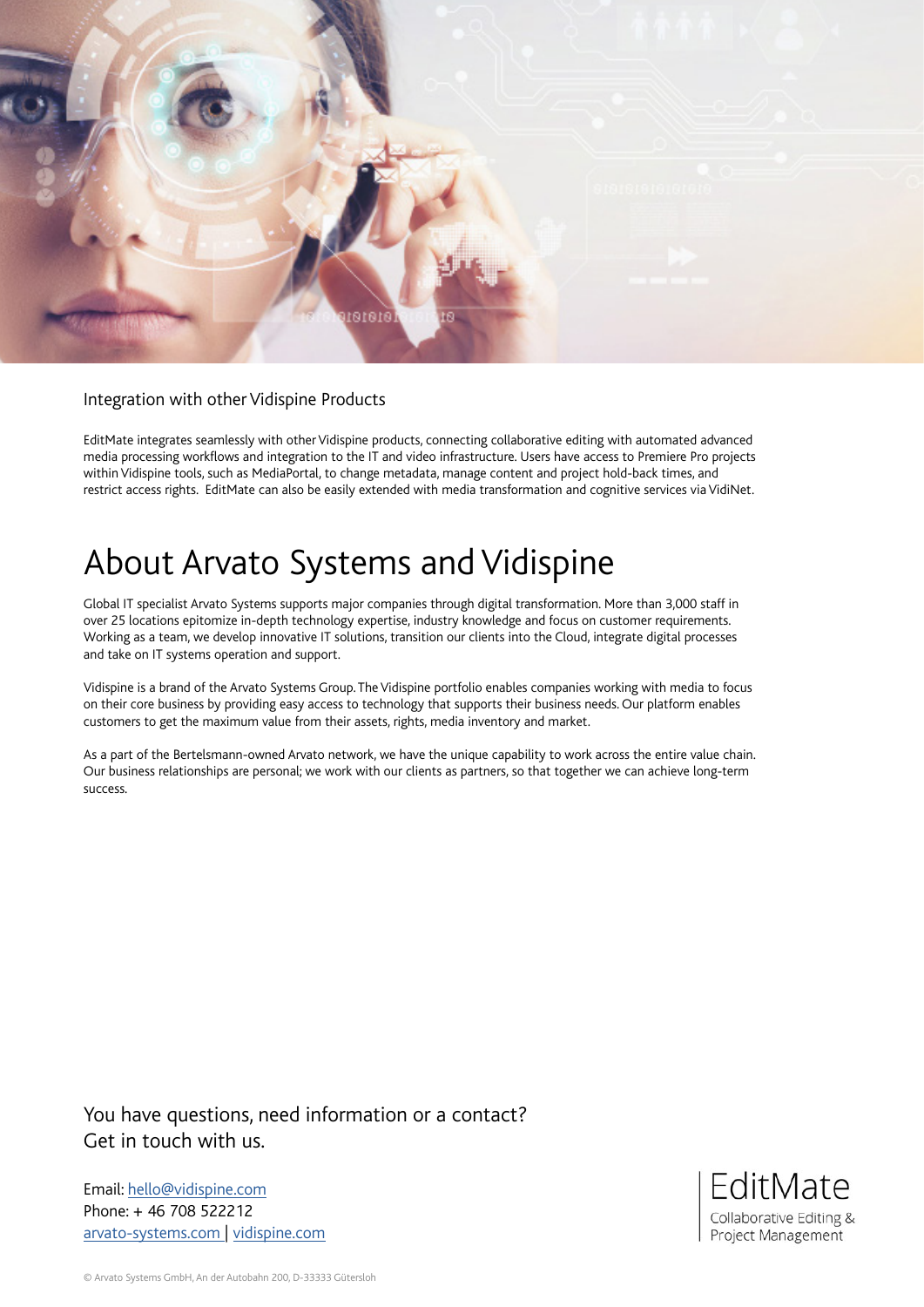### Integration with other Vidispine Products

EditMate integrates seamlessly with other Vidispine products, connecting collaborative editing with automated advanced media processing workflows and integration to the IT and video infrastructure. Users have access to Premiere Pro projects within Vidispine tools, such as MediaPortal, to change metadata, manage content and project hold-back times, and restrict access rights. EditMate can also be easily extended with media transformation and cognitive services via VidiNet.

# About Arvato Systems and Vidispine

Global IT specialist Arvato Systems supports major companies through digital transformation. More than 3,000 staff in over 25 locations epitomize in-depth technology expertise, industry knowledge and focus on customer requirements. Working as a team, we develop innovative IT solutions, transition our clients into the Cloud, integrate digital processes and take on IT systems operation and support.

Vidispine is a brand of the Arvato Systems Group. The Vidispine portfolio enables companies working with media to focus on their core business by providing easy access to technology that supports their business needs. Our platform enables customers to get the maximum value from their assets, rights, media inventory and market.

As a part of the Bertelsmann-owned Arvato network, we have the unique capability to work across the entire value chain. Our business relationships are personal; we work with our clients as partners, so that together we can achieve long-term success.

You have questions, need information or a contact?
Get in touch with us.

Email: [hello@vidispine.com](mailto:hello@vidispine.com)
Phone: + 46 708 522212
[arvato-systems.com](https://arvato-systems.com) | [vidispine.com](https://vidispine.com)

EditMate
Collaborative Editing & Project Management

© Arvato Systems GmbH, An der Autobahn 200, D-33333 Gütersloh